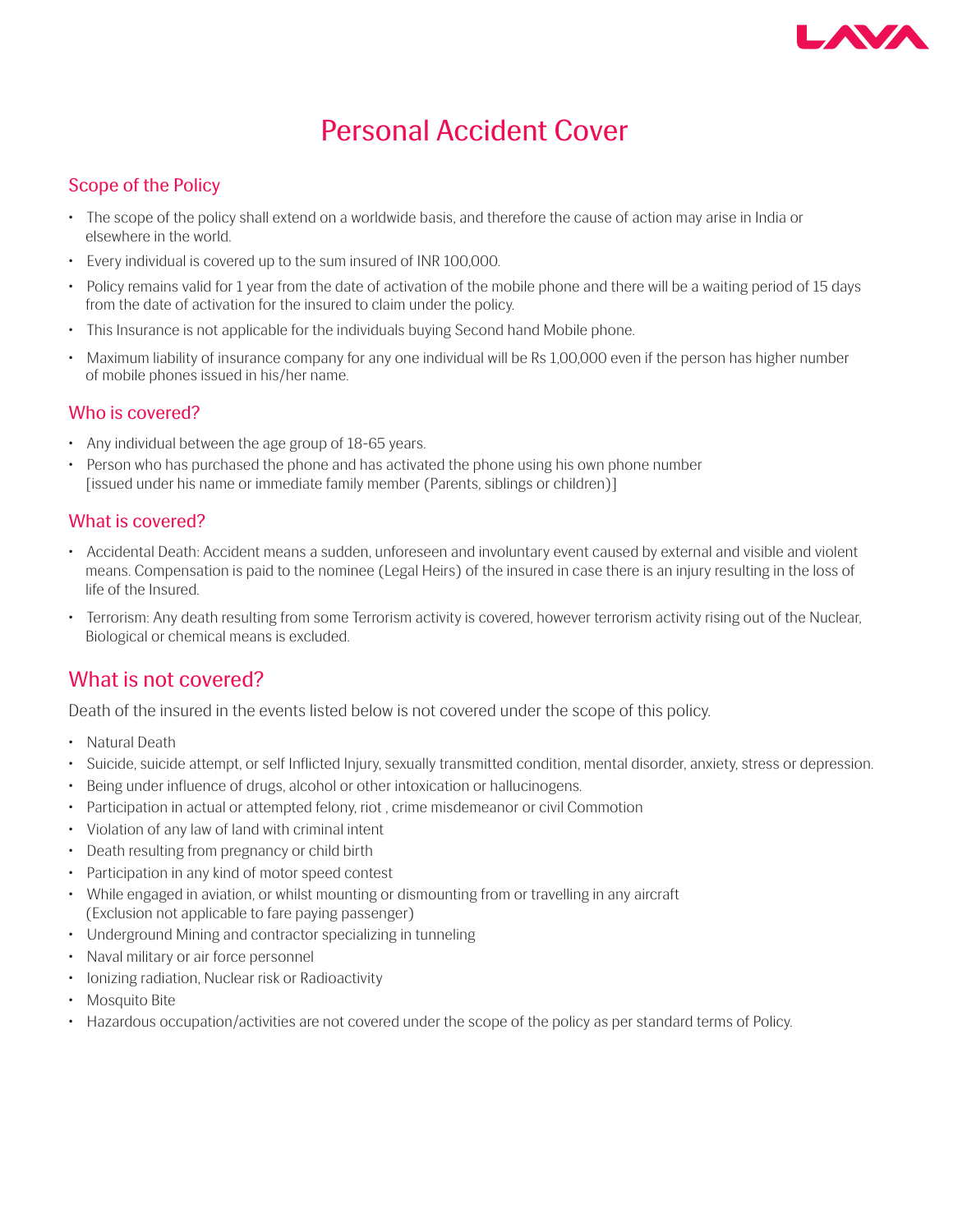# Personal Accident Cover

## Scope of the Policy

- The scope of the policy shall extend on a worldwide basis, and therefore the cause of action may arise in India or elsewhere in the world.
- Every individual is covered up to the sum insured of INR 100,000.
- Policy remains valid for 1 year from the date of activation of the mobile phone and there will be a waiting period of 15 days from the date of activation for the insured to claim under the policy.
- This Insurance is not applicable for the individuals buying Second hand Mobile phone.
- Maximum liability of insurance company for any one individual will be Rs 1,00,000 even if the person has higher number of mobile phones issued in his/her name.

## Who is covered?

- Any individual between the age group of 18-65 years.
- Person who has purchased the phone and has activated the phone using his own phone number [issued under his name or immediate family member (Parents, siblings or children)]

## What is covered?

- Accidental Death: Accident means a sudden, unforeseen and involuntary event caused by external and visible and violent means. Compensation is paid to the nominee (Legal Heirs) of the insured in case there is an injury resulting in the loss of life of the Insured.
- Terrorism: Any death resulting from some Terrorism activity is covered, however terrorism activity rising out of the Nuclear, Biological or chemical means is excluded.

## What is not covered?

Death of the insured in the events listed below is not covered under the scope of this policy.

- Natural Death
- Suicide, suicide attempt, or self Inflicted Injury, sexually transmitted condition, mental disorder, anxiety, stress or depression.
- Being under influence of drugs, alcohol or other intoxication or hallucinogens.
- Participation in actual or attempted felony, riot , crime misdemeanor or civil Commotion
- Violation of any law of land with criminal intent
- Death resulting from pregnancy or child birth
- Participation in any kind of motor speed contest
- While engaged in aviation, or whilst mounting or dismounting from or travelling in any aircraft (Exclusion not applicable to fare paying passenger)
- Underground Mining and contractor specializing in tunneling
- Naval military or air force personnel
- Ionizing radiation, Nuclear risk or Radioactivity
- Mosquito Bite
- Hazardous occupation/activities are not covered under the scope of the policy as per standard terms of Policy.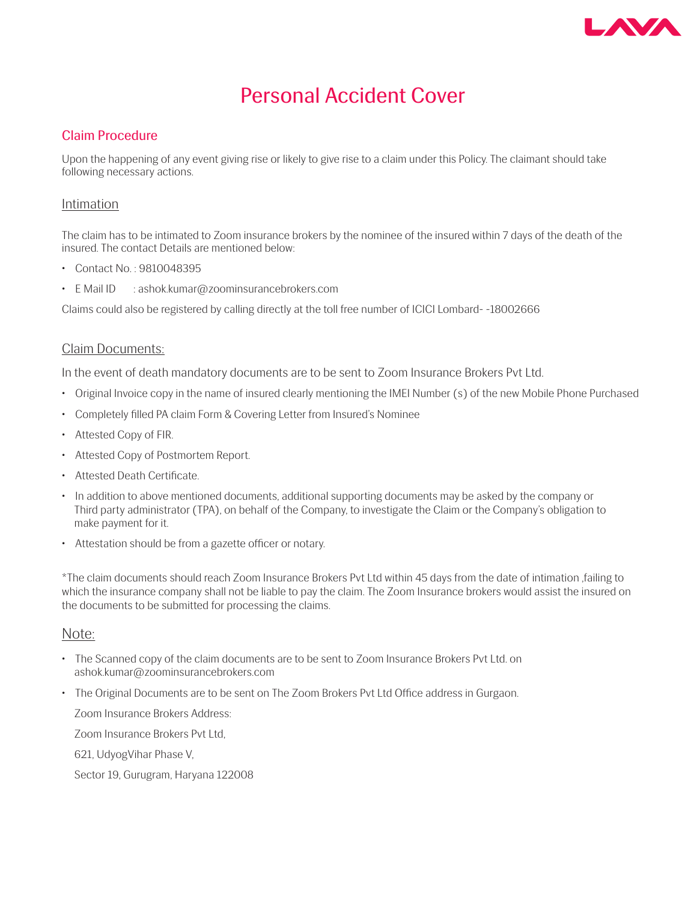# Personal Accident Cover

## Claim Procedure

Upon the happening of any event giving rise or likely to give rise to a claim under this Policy. The claimant should take following necessary actions.

### Intimation

The claim has to be intimated to Zoom insurance brokers by the nominee of the insured within 7 days of the death of the insured. The contact Details are mentioned below:

- Contact No. : 9810048395
- E Mail ID : ashok.kumar@zoominsurancebrokers.com

Claims could also be registered by calling directly at the toll free number of ICICI Lombard- -18002666

### Claim Documents:

In the event of death mandatory documents are to be sent to Zoom Insurance Brokers Pvt Ltd.

- Original Invoice copy in the name of insured clearly mentioning the IMEI Number (s) of the new Mobile Phone Purchased
- Completely filled PA claim Form & Covering Letter from Insured's Nominee
- Attested Copy of FIR.
- Attested Copy of Postmortem Report.
- Attested Death Certificate.
- In addition to above mentioned documents, additional supporting documents may be asked by the company or Third party administrator (TPA), on behalf of the Company, to investigate the Claim or the Company's obligation to make payment for it.
- Attestation should be from a gazette officer or notary.

*The claim documents should reach Zoom Insurance Brokers Pvt Ltd within 45 days from the date of intimation ,failing to which the insurance company shall not be liable to pay the claim. The Zoom Insurance brokers would assist the insured on the documents to be submitted for processing the claims.

### Note:

- The Scanned copy of the claim documents are to be sent to Zoom Insurance Brokers Pvt Ltd. on ashok.kumar@zoominsurancebrokers.com
- The Original Documents are to be sent on The Zoom Brokers Pvt Ltd Office address in Gurgaon.

  Zoom Insurance Brokers Address:

  Zoom Insurance Brokers Pvt Ltd,

  621, UdyogVihar Phase V,

  Sector 19, Gurugram, Haryana 122008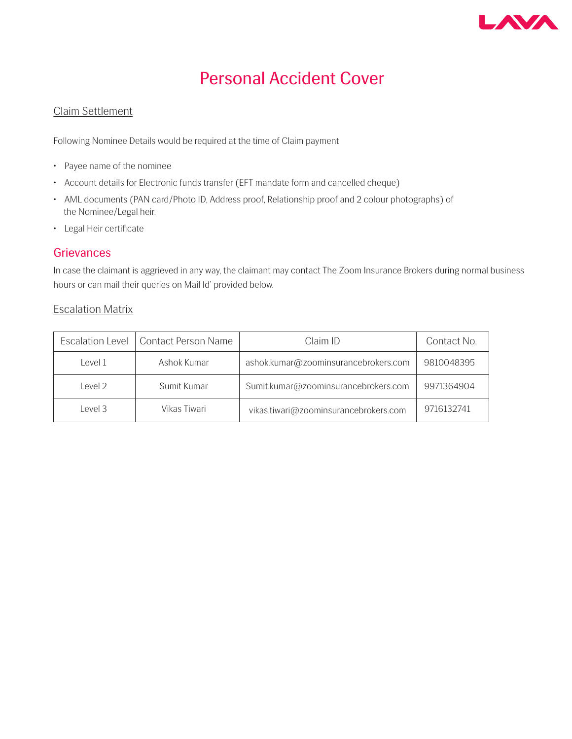# Personal Accident Cover

## Claim Settlement

Following Nominee Details would be required at the time of Claim payment

- Payee name of the nominee
- Account details for Electronic funds transfer (EFT mandate form and cancelled cheque)
- AML documents (PAN card/Photo ID, Address proof, Relationship proof and 2 colour photographs) of the Nominee/Legal heir.
- Legal Heir certificate

## Grievances

In case the claimant is aggrieved in any way, the claimant may contact The Zoom Insurance Brokers during normal business hours or can mail their queries on Mail Id' provided below.

### Escalation Matrix

| Escalation Level | Contact Person Name | Claim ID | Contact No. |
|---|---|---|---|
| Level 1 | Ashok Kumar | ashok.kumar@zoominsurancebrokers.com | 9810048395 |
| Level 2 | Sumit Kumar | Sumit.kumar@zoominsurancebrokers.com | 9971364904 |
| Level 3 | Vikas Tiwari | vikas.tiwari@zoominsurancebrokers.com | 9716132741 |